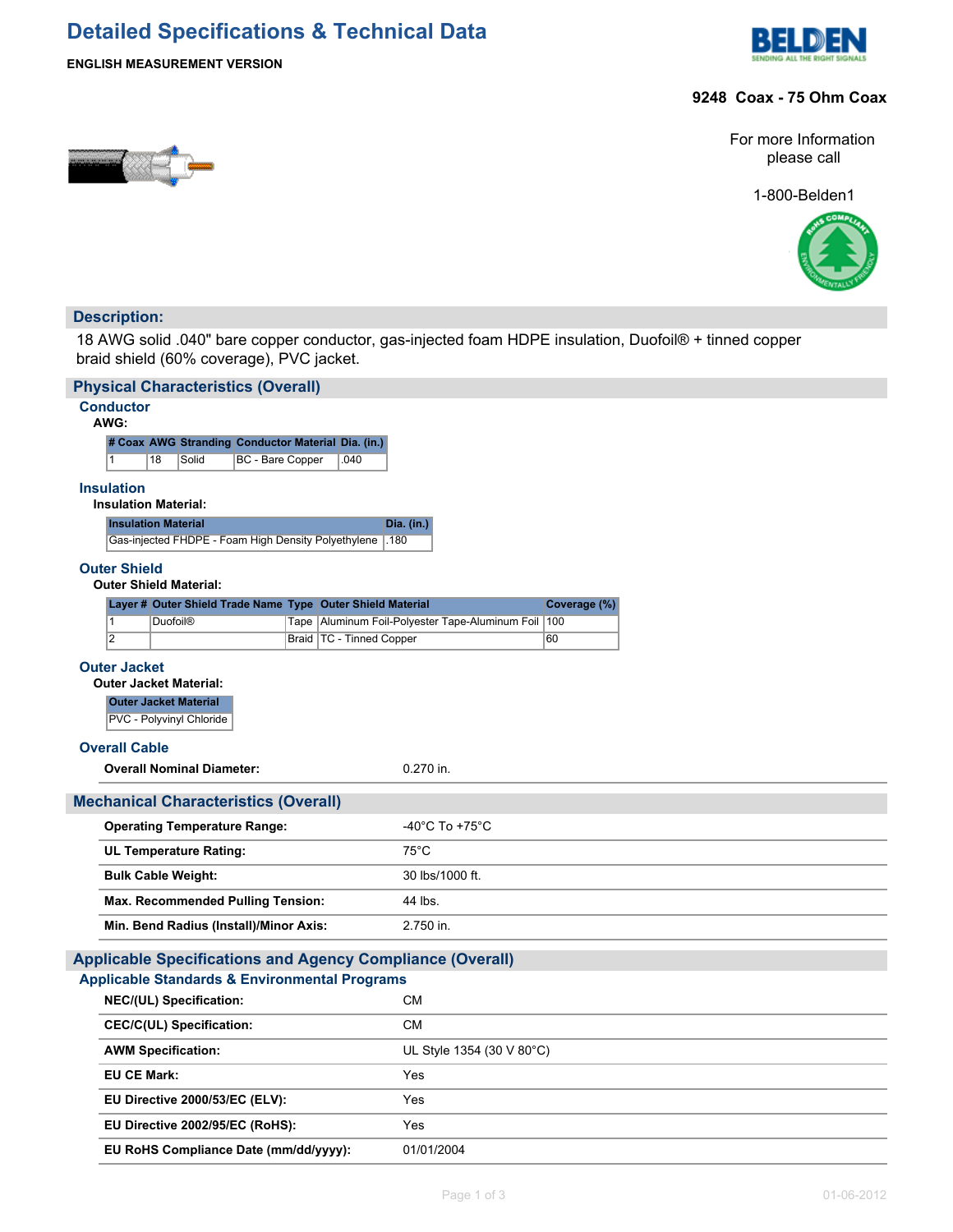# Detailed Specifications & Technical Data

**ENGLISH MEASUREMENT VERSION**

**9248 Coax - 75 Ohm Coax**

For more Information please call

1-800-Belden1

## Description:

18 AWG solid .040" bare copper conductor, gas-injected foam HDPE insulation, Duofoil® + tinned copper braid shield (60% coverage), PVC jacket.

## Physical Characteristics (Overall)

### Conductor

**AWG:**

| # Coax | AWG | Stranding | Conductor Material | Dia. (in.) |
|---|---|---|---|---|
| 1 | 18 | Solid | BC - Bare Copper | .040 |

### Insulation

**Insulation Material:**

| Insulation Material | Dia. (in.) |
|---|---|
| Gas-injected FHDPE - Foam High Density Polyethylene | .180 |

### Outer Shield

**Outer Shield Material:**

| Layer # | Outer Shield Trade Name | Type | Outer Shield Material | Coverage (%) |
|---|---|---|---|---|
| 1 | Duofoil® | Tape | Aluminum Foil-Polyester Tape-Aluminum Foil | 100 |
| 2 | | Braid | TC - Tinned Copper | 60 |

### Outer Jacket

**Outer Jacket Material:**

| Outer Jacket Material |
|---|
| PVC - Polyvinyl Chloride |

### Overall Cable

| | |
|---|---|
| **Overall Nominal Diameter:** | 0.270 in. |

## Mechanical Characteristics (Overall)

| | |
|---|---|
| **Operating Temperature Range:** | -40°C To +75°C |
| **UL Temperature Rating:** | 75°C |
| **Bulk Cable Weight:** | 30 lbs/1000 ft. |
| **Max. Recommended Pulling Tension:** | 44 lbs. |
| **Min. Bend Radius (Install)/Minor Axis:** | 2.750 in. |

## Applicable Specifications and Agency Compliance (Overall)

### Applicable Standards & Environmental Programs

| | |
|---|---|
| **NEC/(UL) Specification:** | CM |
| **CEC/C(UL) Specification:** | CM |
| **AWM Specification:** | UL Style 1354 (30 V 80°C) |
| **EU CE Mark:** | Yes |
| **EU Directive 2000/53/EC (ELV):** | Yes |
| **EU Directive 2002/95/EC (RoHS):** | Yes |
| **EU RoHS Compliance Date (mm/dd/yyyy):** | 01/01/2004 |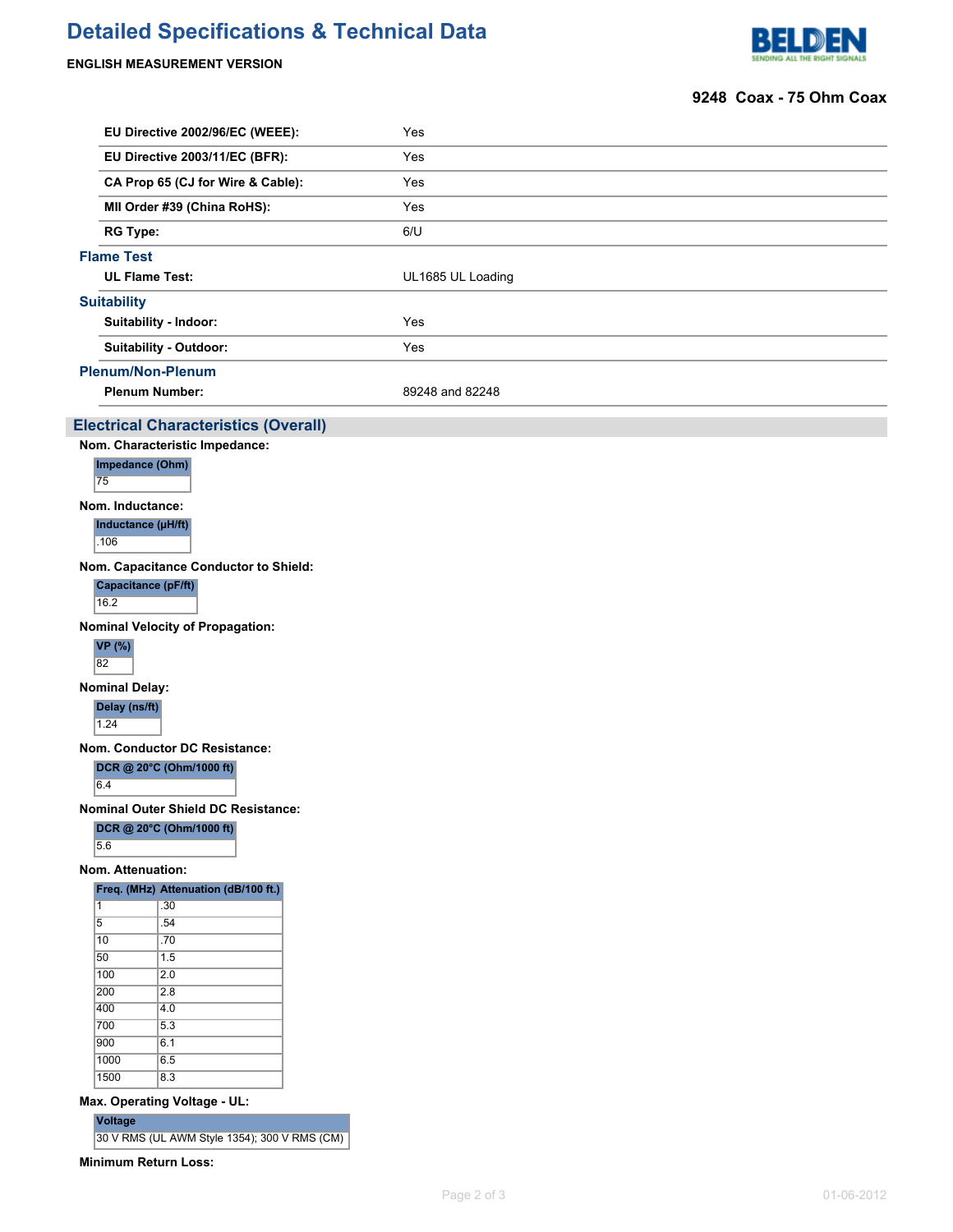# Detailed Specifications & Technical Data

**ENGLISH MEASUREMENT VERSION**

**9248 Coax - 75 Ohm Coax**

| | |
|---|---|
| **EU Directive 2002/96/EC (WEEE):** | Yes |
| **EU Directive 2003/11/EC (BFR):** | Yes |
| **CA Prop 65 (CJ for Wire & Cable):** | Yes |
| **MII Order #39 (China RoHS):** | Yes |
| **RG Type:** | 6/U |

### Flame Test

| | |
|---|---|
| **UL Flame Test:** | UL1685 UL Loading |

### Suitability

| | |
|---|---|
| **Suitability - Indoor:** | Yes |
| **Suitability - Outdoor:** | Yes |

### Plenum/Non-Plenum

| | |
|---|---|
| **Plenum Number:** | 89248 and 82248 |

## Electrical Characteristics (Overall)

**Nom. Characteristic Impedance:**

| Impedance (Ohm) |
|---|
| 75 |

**Nom. Inductance:**

| Inductance (µH/ft) |
|---|
| .106 |

**Nom. Capacitance Conductor to Shield:**

| Capacitance (pF/ft) |
|---|
| 16.2 |

**Nominal Velocity of Propagation:**

| VP (%) |
|---|
| 82 |

**Nominal Delay:**

| Delay (ns/ft) |
|---|
| 1.24 |

**Nom. Conductor DC Resistance:**

| DCR @ 20°C (Ohm/1000 ft) |
|---|
| 6.4 |

**Nominal Outer Shield DC Resistance:**

| DCR @ 20°C (Ohm/1000 ft) |
|---|
| 5.6 |

**Nom. Attenuation:**

| Freq. (MHz) | Attenuation (dB/100 ft.) |
|---|---|
| 1 | .30 |
| 5 | .54 |
| 10 | .70 |
| 50 | 1.5 |
| 100 | 2.0 |
| 200 | 2.8 |
| 400 | 4.0 |
| 700 | 5.3 |
| 900 | 6.1 |
| 1000 | 6.5 |
| 1500 | 8.3 |

**Max. Operating Voltage - UL:**

| Voltage |
|---|
| 30 V RMS (UL AWM Style 1354); 300 V RMS (CM) |

**Minimum Return Loss:**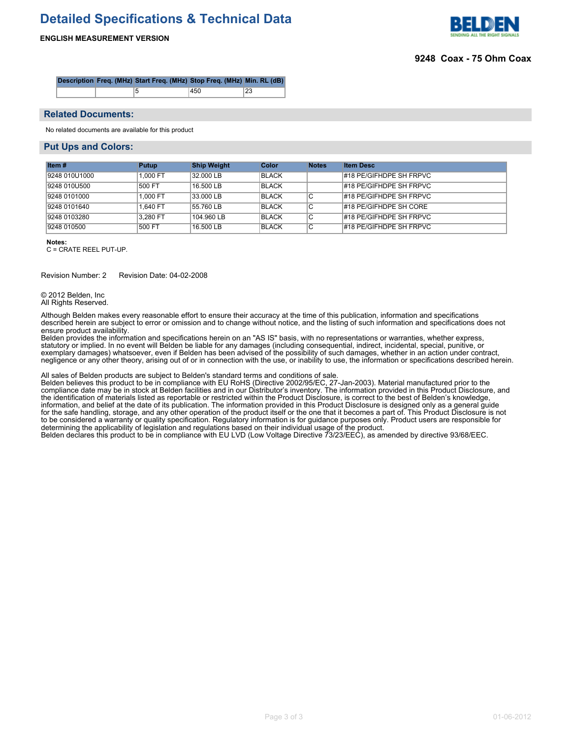# Detailed Specifications & Technical Data

**ENGLISH MEASUREMENT VERSION**

**9248 Coax - 75 Ohm Coax**

| Description | Freq. (MHz) | Start Freq. (MHz) | Stop Freq. (MHz) | Min. RL (dB) |
|---|---|---|---|---|
| | | 5 | 450 | 23 |

## Related Documents:

No related documents are available for this product

## Put Ups and Colors:

| Item # | Putup | Ship Weight | Color | Notes | Item Desc |
|---|---|---|---|---|---|
| 9248 010U1000 | 1,000 FT | 32.000 LB | BLACK | | #18 PE/GIFHDPE SH FRPVC |
| 9248 010U500 | 500 FT | 16.500 LB | BLACK | | #18 PE/GIFHDPE SH FRPVC |
| 9248 0101000 | 1,000 FT | 33.000 LB | BLACK | C | #18 PE/GIFHDPE SH FRPVC |
| 9248 0101640 | 1,640 FT | 55.760 LB | BLACK | C | #18 PE/GIFHDPE SH CORE |
| 9248 0103280 | 3,280 FT | 104.960 LB | BLACK | C | #18 PE/GIFHDPE SH FRPVC |
| 9248 010500 | 500 FT | 16.500 LB | BLACK | C | #18 PE/GIFHDPE SH FRPVC |

**Notes:**
C = CRATE REEL PUT-UP.

Revision Number: 2 Revision Date: 04-02-2008

© 2012 Belden, Inc
All Rights Reserved.

Although Belden makes every reasonable effort to ensure their accuracy at the time of this publication, information and specifications described herein are subject to error or omission and to change without notice, and the listing of such information and specifications does not ensure product availability.
Belden provides the information and specifications herein on an "AS IS" basis, with no representations or warranties, whether express, statutory or implied. In no event will Belden be liable for any damages (including consequential, indirect, incidental, special, punitive, or exemplary damages) whatsoever, even if Belden has been advised of the possibility of such damages, whether in an action under contract, negligence or any other theory, arising out of or in connection with the use, or inability to use, the information or specifications described herein.

All sales of Belden products are subject to Belden's standard terms and conditions of sale.
Belden believes this product to be in compliance with EU RoHS (Directive 2002/95/EC, 27-Jan-2003). Material manufactured prior to the compliance date may be in stock at Belden facilities and in our Distributor's inventory. The information provided in this Product Disclosure, and the identification of materials listed as reportable or restricted within the Product Disclosure, is correct to the best of Belden's knowledge, information, and belief at the date of its publication. The information provided in this Product Disclosure is designed only as a general guide for the safe handling, storage, and any other operation of the product itself or the one that it becomes a part of. This Product Disclosure is not to be considered a warranty or quality specification. Regulatory information is for guidance purposes only. Product users are responsible for determining the applicability of legislation and regulations based on their individual usage of the product.
Belden declares this product to be in compliance with EU LVD (Low Voltage Directive 73/23/EEC), as amended by directive 93/68/EEC.